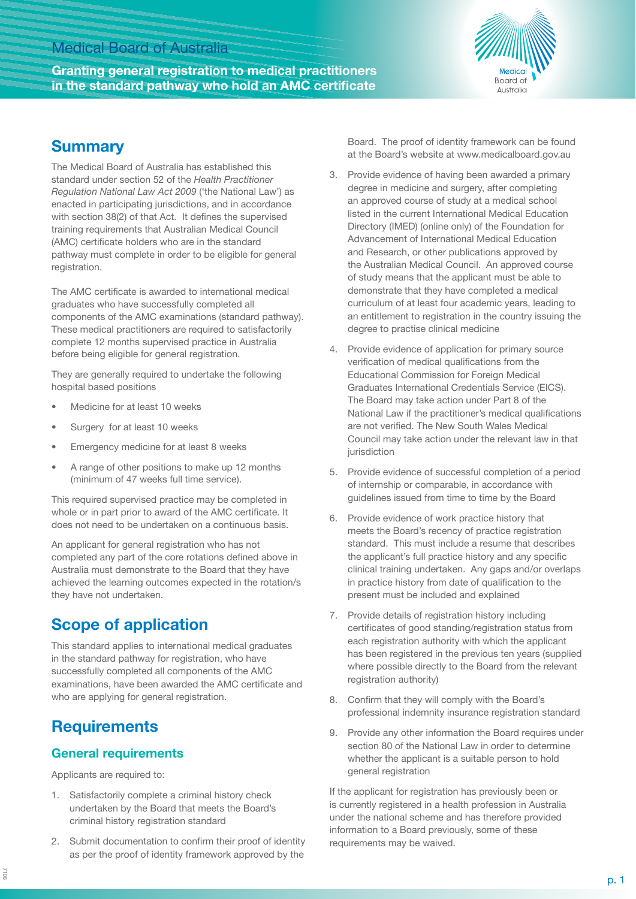# Medical Board of Australia

**Granting general registration to medical practitioners in the standard pathway who hold an AMC certificate**

## Summary

The Medical Board of Australia has established this standard under section 52 of the *Health Practitioner Regulation National Law Act 2009* ('the National Law') as enacted in participating jurisdictions, and in accordance with section 38(2) of that Act. It defines the supervised training requirements that Australian Medical Council (AMC) certificate holders who are in the standard pathway must complete in order to be eligible for general registration.

The AMC certificate is awarded to international medical graduates who have successfully completed all components of the AMC examinations (standard pathway). These medical practitioners are required to satisfactorily complete 12 months supervised practice in Australia before being eligible for general registration.

They are generally required to undertake the following hospital based positions

- Medicine for at least 10 weeks
- Surgery for at least 10 weeks
- Emergency medicine for at least 8 weeks
- A range of other positions to make up 12 months (minimum of 47 weeks full time service).

This required supervised practice may be completed in whole or in part prior to award of the AMC certificate. It does not need to be undertaken on a continuous basis.

An applicant for general registration who has not completed any part of the core rotations defined above in Australia must demonstrate to the Board that they have achieved the learning outcomes expected in the rotation/s they have not undertaken.

## Scope of application

This standard applies to international medical graduates in the standard pathway for registration, who have successfully completed all components of the AMC examinations, have been awarded the AMC certificate and who are applying for general registration.

## Requirements

### General requirements

Applicants are required to:

1. Satisfactorily complete a criminal history check undertaken by the Board that meets the Board's criminal history registration standard
2. Submit documentation to confirm their proof of identity as per the proof of identity framework approved by the Board. The proof of identity framework can be found at the Board's website at www.medicalboard.gov.au
3. Provide evidence of having been awarded a primary degree in medicine and surgery, after completing an approved course of study at a medical school listed in the current International Medical Education Directory (IMED) (online only) of the Foundation for Advancement of International Medical Education and Research, or other publications approved by the Australian Medical Council. An approved course of study means that the applicant must be able to demonstrate that they have completed a medical curriculum of at least four academic years, leading to an entitlement to registration in the country issuing the degree to practise clinical medicine
4. Provide evidence of application for primary source verification of medical qualifications from the Educational Commission for Foreign Medical Graduates International Credentials Service (EICS). The Board may take action under Part 8 of the National Law if the practitioner's medical qualifications are not verified. The New South Wales Medical Council may take action under the relevant law in that jurisdiction
5. Provide evidence of successful completion of a period of internship or comparable, in accordance with guidelines issued from time to time by the Board
6. Provide evidence of work practice history that meets the Board's recency of practice registration standard. This must include a resume that describes the applicant's full practice history and any specific clinical training undertaken. Any gaps and/or overlaps in practice history from date of qualification to the present must be included and explained
7. Provide details of registration history including certificates of good standing/registration status from each registration authority with which the applicant has been registered in the previous ten years (supplied where possible directly to the Board from the relevant registration authority)
8. Confirm that they will comply with the Board's professional indemnity insurance registration standard
9. Provide any other information the Board requires under section 80 of the National Law in order to determine whether the applicant is a suitable person to hold general registration

If the applicant for registration has previously been or is currently registered in a health profession in Australia under the national scheme and has therefore provided information to a Board previously, some of these requirements may be waived.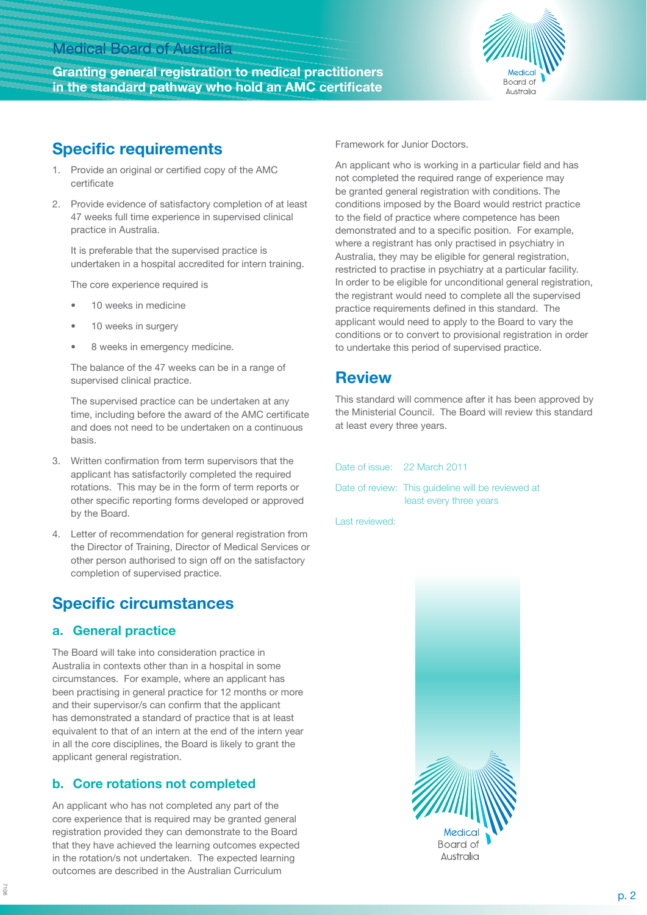## Specific requirements

1. Provide an original or certified copy of the AMC certificate
2. Provide evidence of satisfactory completion of at least 47 weeks full time experience in supervised clinical practice in Australia.

   It is preferable that the supervised practice is undertaken in a hospital accredited for intern training.

   The core experience required is

   - 10 weeks in medicine
   - 10 weeks in surgery
   - 8 weeks in emergency medicine.

   The balance of the 47 weeks can be in a range of supervised clinical practice.

   The supervised practice can be undertaken at any time, including before the award of the AMC certificate and does not need to be undertaken on a continuous basis.
3. Written confirmation from term supervisors that the applicant has satisfactorily completed the required rotations. This may be in the form of term reports or other specific reporting forms developed or approved by the Board.
4. Letter of recommendation for general registration from the Director of Training, Director of Medical Services or other person authorised to sign off on the satisfactory completion of supervised practice.

## Specific circumstances

### a. General practice

The Board will take into consideration practice in Australia in contexts other than in a hospital in some circumstances. For example, where an applicant has been practising in general practice for 12 months or more and their supervisor/s can confirm that the applicant has demonstrated a standard of practice that is at least equivalent to that of an intern at the end of the intern year in all the core disciplines, the Board is likely to grant the applicant general registration.

### b. Core rotations not completed

An applicant who has not completed any part of the core experience that is required may be granted general registration provided they can demonstrate to the Board that they have achieved the learning outcomes expected in the rotation/s not undertaken. The expected learning outcomes are described in the Australian Curriculum Framework for Junior Doctors.

An applicant who is working in a particular field and has not completed the required range of experience may be granted general registration with conditions. The conditions imposed by the Board would restrict practice to the field of practice where competence has been demonstrated and to a specific position. For example, where a registrant has only practised in psychiatry in Australia, they may be eligible for general registration, restricted to practise in psychiatry at a particular facility. In order to be eligible for unconditional general registration, the registrant would need to complete all the supervised practice requirements defined in this standard. The applicant would need to apply to the Board to vary the conditions or to convert to provisional registration in order to undertake this period of supervised practice.

## Review

This standard will commence after it has been approved by the Ministerial Council. The Board will review this standard at least every three years.

Date of issue: 22 March 2011

Date of review: This guideline will be reviewed at least every three years

Last reviewed: